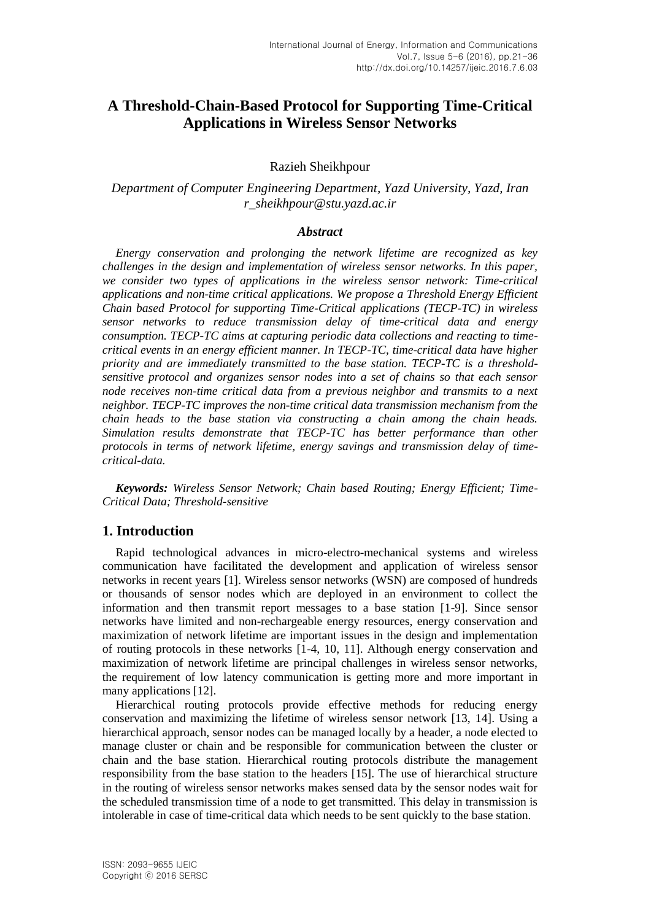# A Threshold-Chain-Based Protocol for Supporting Time-Critical Applications in Wireless Sensor Networks

Razieh Sheikhpour

*Department of Computer Engineering Department, Yazd University, Yazd, Iran*
*r_sheikhpour@stu.yazd.ac.ir*

### *Abstract*

*Energy conservation and prolonging the network lifetime are recognized as key challenges in the design and implementation of wireless sensor networks. In this paper, we consider two types of applications in the wireless sensor network: Time-critical applications and non-time critical applications. We propose a Threshold Energy Efficient Chain based Protocol for supporting Time-Critical applications (TECP-TC) in wireless sensor networks to reduce transmission delay of time-critical data and energy consumption. TECP-TC aims at capturing periodic data collections and reacting to time-critical events in an energy efficient manner. In TECP-TC, time-critical data have higher priority and are immediately transmitted to the base station. TECP-TC is a threshold-sensitive protocol and organizes sensor nodes into a set of chains so that each sensor node receives non-time critical data from a previous neighbor and transmits to a next neighbor. TECP-TC improves the non-time critical data transmission mechanism from the chain heads to the base station via constructing a chain among the chain heads. Simulation results demonstrate that TECP-TC has better performance than other protocols in terms of network lifetime, energy savings and transmission delay of time-critical-data.*

***Keywords:*** *Wireless Sensor Network; Chain based Routing; Energy Efficient; Time-Critical Data; Threshold-sensitive*

## 1. Introduction

Rapid technological advances in micro-electro-mechanical systems and wireless communication have facilitated the development and application of wireless sensor networks in recent years [1]. Wireless sensor networks (WSN) are composed of hundreds or thousands of sensor nodes which are deployed in an environment to collect the information and then transmit report messages to a base station [1-9]. Since sensor networks have limited and non-rechargeable energy resources, energy conservation and maximization of network lifetime are important issues in the design and implementation of routing protocols in these networks [1-4, 10, 11]. Although energy conservation and maximization of network lifetime are principal challenges in wireless sensor networks, the requirement of low latency communication is getting more and more important in many applications [12].

Hierarchical routing protocols provide effective methods for reducing energy conservation and maximizing the lifetime of wireless sensor network [13, 14]. Using a hierarchical approach, sensor nodes can be managed locally by a header, a node elected to manage cluster or chain and be responsible for communication between the cluster or chain and the base station. Hierarchical routing protocols distribute the management responsibility from the base station to the headers [15]. The use of hierarchical structure in the routing of wireless sensor networks makes sensed data by the sensor nodes wait for the scheduled transmission time of a node to get transmitted. This delay in transmission is intolerable in case of time-critical data which needs to be sent quickly to the base station.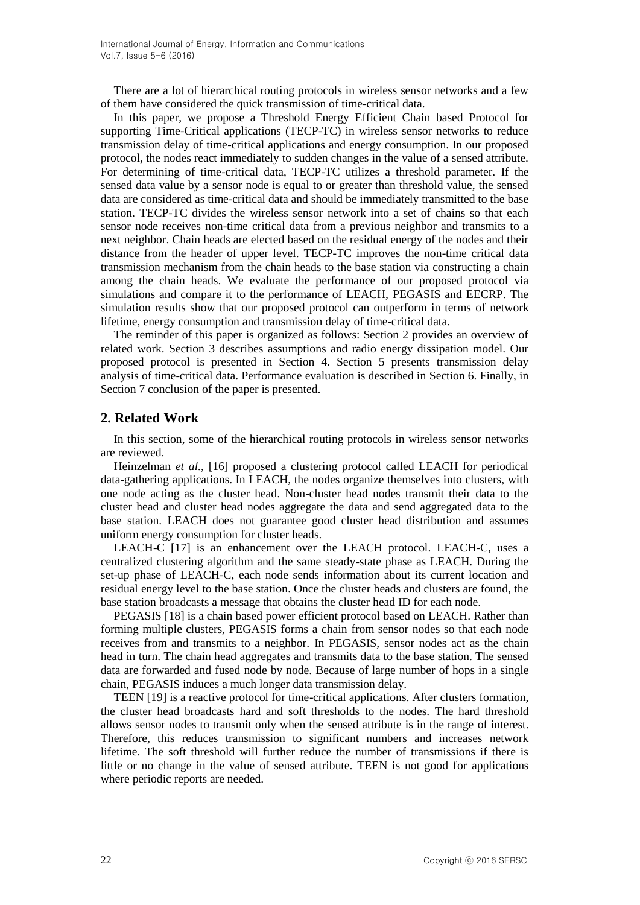There are a lot of hierarchical routing protocols in wireless sensor networks and a few of them have considered the quick transmission of time-critical data.

In this paper, we propose a Threshold Energy Efficient Chain based Protocol for supporting Time-Critical applications (TECP-TC) in wireless sensor networks to reduce transmission delay of time-critical applications and energy consumption. In our proposed protocol, the nodes react immediately to sudden changes in the value of a sensed attribute. For determining of time-critical data, TECP-TC utilizes a threshold parameter. If the sensed data value by a sensor node is equal to or greater than threshold value, the sensed data are considered as time-critical data and should be immediately transmitted to the base station. TECP-TC divides the wireless sensor network into a set of chains so that each sensor node receives non-time critical data from a previous neighbor and transmits to a next neighbor. Chain heads are elected based on the residual energy of the nodes and their distance from the header of upper level. TECP-TC improves the non-time critical data transmission mechanism from the chain heads to the base station via constructing a chain among the chain heads. We evaluate the performance of our proposed protocol via simulations and compare it to the performance of LEACH, PEGASIS and EECRP. The simulation results show that our proposed protocol can outperform in terms of network lifetime, energy consumption and transmission delay of time-critical data.

The reminder of this paper is organized as follows: Section 2 provides an overview of related work. Section 3 describes assumptions and radio energy dissipation model. Our proposed protocol is presented in Section 4. Section 5 presents transmission delay analysis of time-critical data. Performance evaluation is described in Section 6. Finally, in Section 7 conclusion of the paper is presented.

## 2. Related Work

In this section, some of the hierarchical routing protocols in wireless sensor networks are reviewed.

Heinzelman *et al.*, [16] proposed a clustering protocol called LEACH for periodical data-gathering applications. In LEACH, the nodes organize themselves into clusters, with one node acting as the cluster head. Non-cluster head nodes transmit their data to the cluster head and cluster head nodes aggregate the data and send aggregated data to the base station. LEACH does not guarantee good cluster head distribution and assumes uniform energy consumption for cluster heads.

LEACH-C [17] is an enhancement over the LEACH protocol. LEACH-C, uses a centralized clustering algorithm and the same steady-state phase as LEACH. During the set-up phase of LEACH-C, each node sends information about its current location and residual energy level to the base station. Once the cluster heads and clusters are found, the base station broadcasts a message that obtains the cluster head ID for each node.

PEGASIS [18] is a chain based power efficient protocol based on LEACH. Rather than forming multiple clusters, PEGASIS forms a chain from sensor nodes so that each node receives from and transmits to a neighbor. In PEGASIS, sensor nodes act as the chain head in turn. The chain head aggregates and transmits data to the base station. The sensed data are forwarded and fused node by node. Because of large number of hops in a single chain, PEGASIS induces a much longer data transmission delay.

TEEN [19] is a reactive protocol for time-critical applications. After clusters formation, the cluster head broadcasts hard and soft thresholds to the nodes. The hard threshold allows sensor nodes to transmit only when the sensed attribute is in the range of interest. Therefore, this reduces transmission to significant numbers and increases network lifetime. The soft threshold will further reduce the number of transmissions if there is little or no change in the value of sensed attribute. TEEN is not good for applications where periodic reports are needed.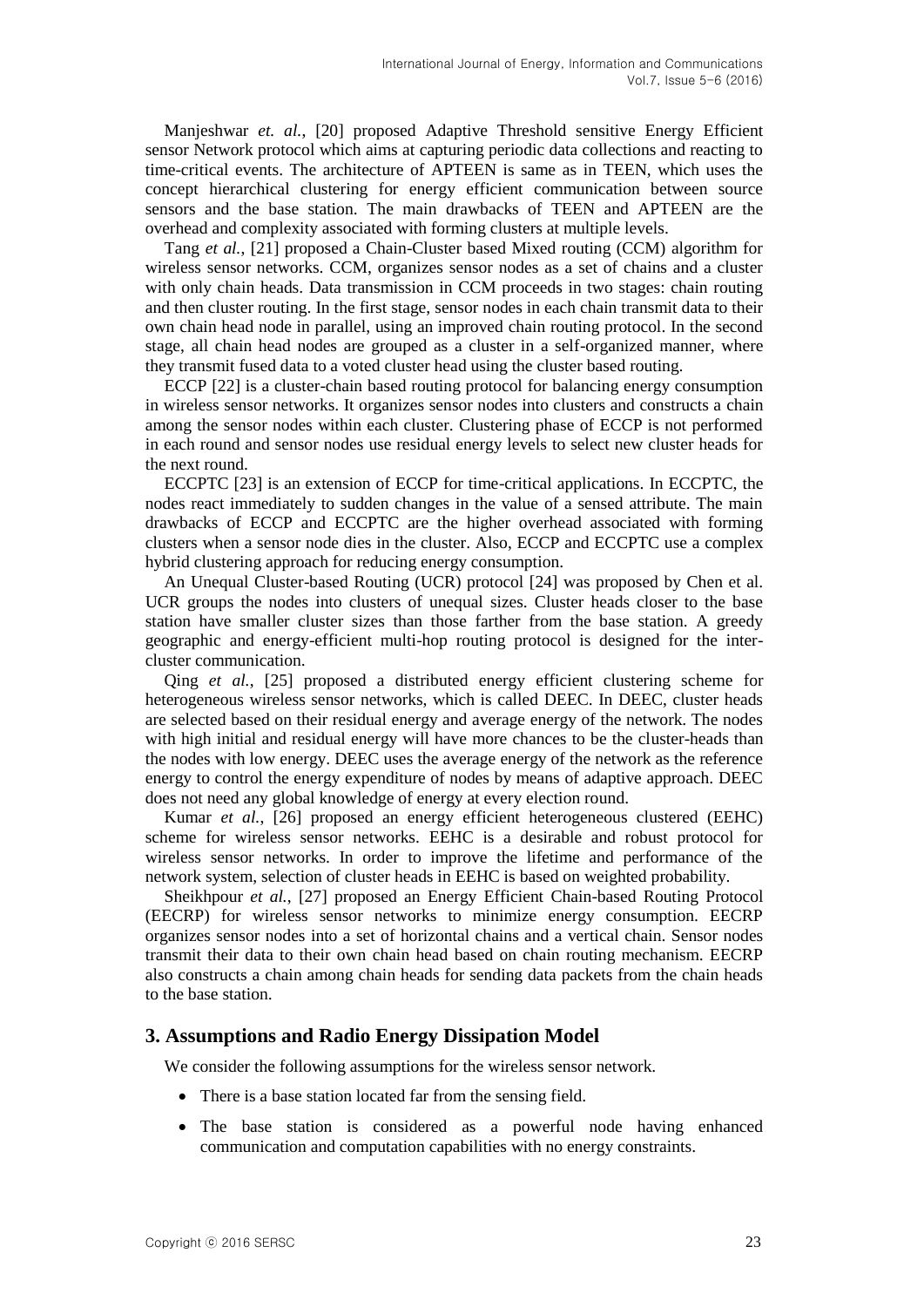Manjeshwar *et. al.*, [20] proposed Adaptive Threshold sensitive Energy Efficient sensor Network protocol which aims at capturing periodic data collections and reacting to time-critical events. The architecture of APTEEN is same as in TEEN, which uses the concept hierarchical clustering for energy efficient communication between source sensors and the base station. The main drawbacks of TEEN and APTEEN are the overhead and complexity associated with forming clusters at multiple levels.

Tang *et al.*, [21] proposed a Chain-Cluster based Mixed routing (CCM) algorithm for wireless sensor networks. CCM, organizes sensor nodes as a set of chains and a cluster with only chain heads. Data transmission in CCM proceeds in two stages: chain routing and then cluster routing. In the first stage, sensor nodes in each chain transmit data to their own chain head node in parallel, using an improved chain routing protocol. In the second stage, all chain head nodes are grouped as a cluster in a self-organized manner, where they transmit fused data to a voted cluster head using the cluster based routing.

ECCP [22] is a cluster-chain based routing protocol for balancing energy consumption in wireless sensor networks. It organizes sensor nodes into clusters and constructs a chain among the sensor nodes within each cluster. Clustering phase of ECCP is not performed in each round and sensor nodes use residual energy levels to select new cluster heads for the next round.

ECCPTC [23] is an extension of ECCP for time-critical applications. In ECCPTC, the nodes react immediately to sudden changes in the value of a sensed attribute. The main drawbacks of ECCP and ECCPTC are the higher overhead associated with forming clusters when a sensor node dies in the cluster. Also, ECCP and ECCPTC use a complex hybrid clustering approach for reducing energy consumption.

An Unequal Cluster-based Routing (UCR) protocol [24] was proposed by Chen et al. UCR groups the nodes into clusters of unequal sizes. Cluster heads closer to the base station have smaller cluster sizes than those farther from the base station. A greedy geographic and energy-efficient multi-hop routing protocol is designed for the inter-cluster communication.

Qing *et al.*, [25] proposed a distributed energy efficient clustering scheme for heterogeneous wireless sensor networks, which is called DEEC. In DEEC, cluster heads are selected based on their residual energy and average energy of the network. The nodes with high initial and residual energy will have more chances to be the cluster-heads than the nodes with low energy. DEEC uses the average energy of the network as the reference energy to control the energy expenditure of nodes by means of adaptive approach. DEEC does not need any global knowledge of energy at every election round.

Kumar *et al.*, [26] proposed an energy efficient heterogeneous clustered (EEHC) scheme for wireless sensor networks. EEHC is a desirable and robust protocol for wireless sensor networks. In order to improve the lifetime and performance of the network system, selection of cluster heads in EEHC is based on weighted probability.

Sheikhpour *et al.*, [27] proposed an Energy Efficient Chain-based Routing Protocol (EECRP) for wireless sensor networks to minimize energy consumption. EECRP organizes sensor nodes into a set of horizontal chains and a vertical chain. Sensor nodes transmit their data to their own chain head based on chain routing mechanism. EECRP also constructs a chain among chain heads for sending data packets from the chain heads to the base station.

## 3. Assumptions and Radio Energy Dissipation Model

We consider the following assumptions for the wireless sensor network.

- There is a base station located far from the sensing field.
- The base station is considered as a powerful node having enhanced communication and computation capabilities with no energy constraints.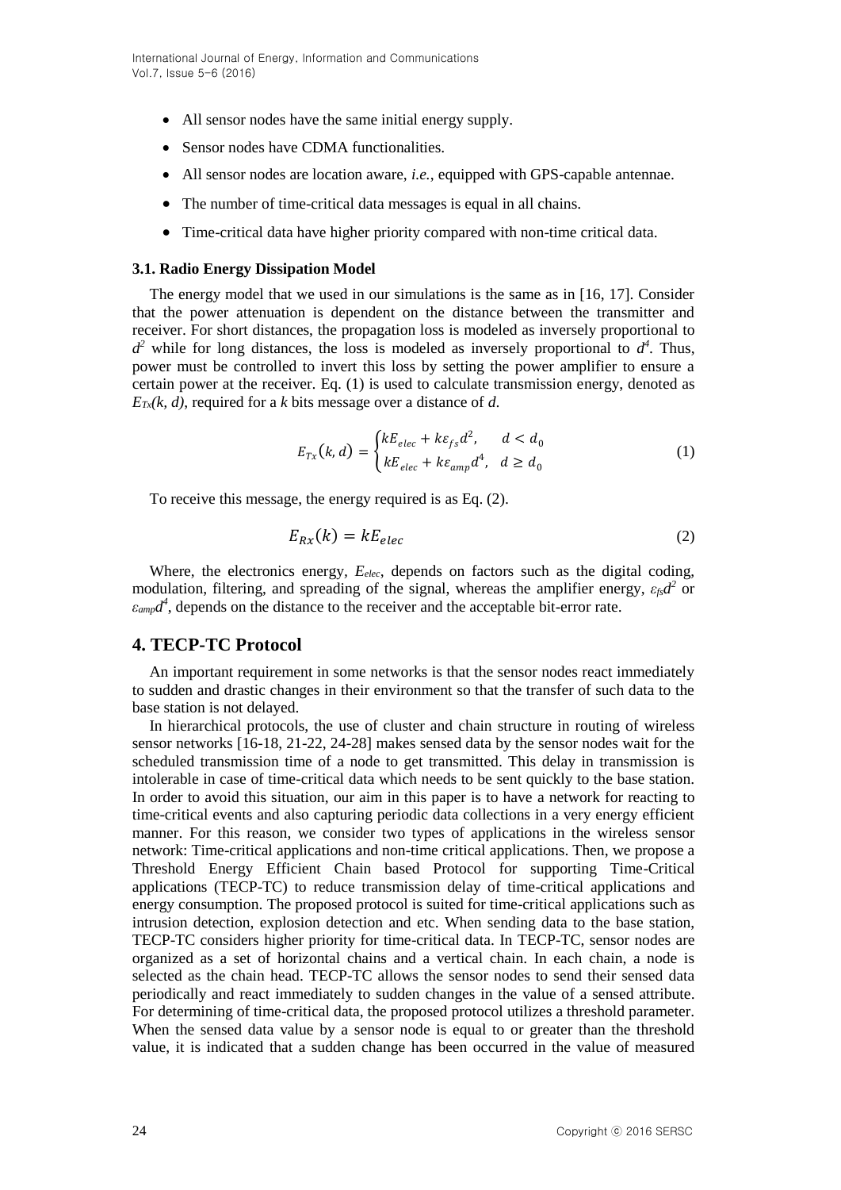- All sensor nodes have the same initial energy supply.
- Sensor nodes have CDMA functionalities.
- All sensor nodes are location aware, *i.e.*, equipped with GPS-capable antennae.
- The number of time-critical data messages is equal in all chains.
- Time-critical data have higher priority compared with non-time critical data.

### 3.1. Radio Energy Dissipation Model

The energy model that we used in our simulations is the same as in [16, 17]. Consider that the power attenuation is dependent on the distance between the transmitter and receiver. For short distances, the propagation loss is modeled as inversely proportional to $d^2$ while for long distances, the loss is modeled as inversely proportional to $d^4$. Thus, power must be controlled to invert this loss by setting the power amplifier to ensure a certain power at the receiver. Eq. (1) is used to calculate transmission energy, denoted as $E_{Tx}(k, d)$, required for a $k$ bits message over a distance of $d$.

$$E_{Tx}(k,d) = \begin{cases} kE_{elec} + k\varepsilon_{fs}d^2, & d < d_0 \\ kE_{elec} + k\varepsilon_{amp}d^4, & d \geq d_0 \end{cases} \tag{1}$$

To receive this message, the energy required is as Eq. (2).

$$E_{Rx}(k) = kE_{elec} \tag{2}$$

Where, the electronics energy, $E_{elec}$, depends on factors such as the digital coding, modulation, filtering, and spreading of the signal, whereas the amplifier energy, $\varepsilon_{fs}d^2$ or $\varepsilon_{amp}d^4$, depends on the distance to the receiver and the acceptable bit-error rate.

## 4. TECP-TC Protocol

An important requirement in some networks is that the sensor nodes react immediately to sudden and drastic changes in their environment so that the transfer of such data to the base station is not delayed.

In hierarchical protocols, the use of cluster and chain structure in routing of wireless sensor networks [16-18, 21-22, 24-28] makes sensed data by the sensor nodes wait for the scheduled transmission time of a node to get transmitted. This delay in transmission is intolerable in case of time-critical data which needs to be sent quickly to the base station. In order to avoid this situation, our aim in this paper is to have a network for reacting to time-critical events and also capturing periodic data collections in a very energy efficient manner. For this reason, we consider two types of applications in the wireless sensor network: Time-critical applications and non-time critical applications. Then, we propose a Threshold Energy Efficient Chain based Protocol for supporting Time-Critical applications (TECP-TC) to reduce transmission delay of time-critical applications and energy consumption. The proposed protocol is suited for time-critical applications such as intrusion detection, explosion detection and etc. When sending data to the base station, TECP-TC considers higher priority for time-critical data. In TECP-TC, sensor nodes are organized as a set of horizontal chains and a vertical chain. In each chain, a node is selected as the chain head. TECP-TC allows the sensor nodes to send their sensed data periodically and react immediately to sudden changes in the value of a sensed attribute. For determining of time-critical data, the proposed protocol utilizes a threshold parameter. When the sensed data value by a sensor node is equal to or greater than the threshold value, it is indicated that a sudden change has been occurred in the value of measured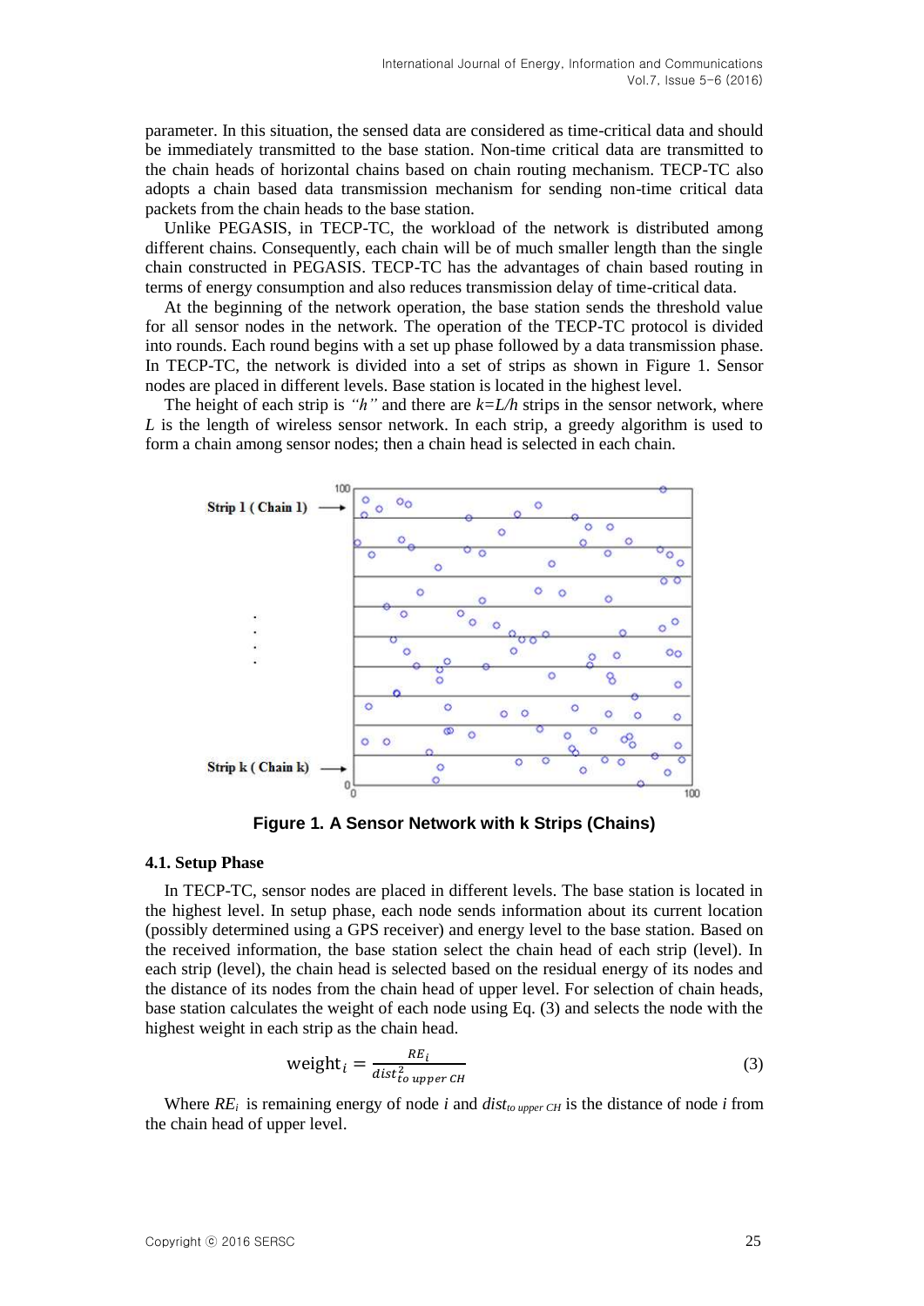parameter. In this situation, the sensed data are considered as time-critical data and should be immediately transmitted to the base station. Non-time critical data are transmitted to the chain heads of horizontal chains based on chain routing mechanism. TECP-TC also adopts a chain based data transmission mechanism for sending non-time critical data packets from the chain heads to the base station.

Unlike PEGASIS, in TECP-TC, the workload of the network is distributed among different chains. Consequently, each chain will be of much smaller length than the single chain constructed in PEGASIS. TECP-TC has the advantages of chain based routing in terms of energy consumption and also reduces transmission delay of time-critical data.

At the beginning of the network operation, the base station sends the threshold value for all sensor nodes in the network. The operation of the TECP-TC protocol is divided into rounds. Each round begins with a set up phase followed by a data transmission phase. In TECP-TC, the network is divided into a set of strips as shown in Figure 1. Sensor nodes are placed in different levels. Base station is located in the highest level.

The height of each strip is *"h"* and there are $k=L/h$ strips in the sensor network, where $L$ is the length of wireless sensor network. In each strip, a greedy algorithm is used to form a chain among sensor nodes; then a chain head is selected in each chain.

**Figure 1. A Sensor Network with k Strips (Chains)**

### 4.1. Setup Phase

In TECP-TC, sensor nodes are placed in different levels. The base station is located in the highest level. In setup phase, each node sends information about its current location (possibly determined using a GPS receiver) and energy level to the base station. Based on the received information, the base station select the chain head of each strip (level). In each strip (level), the chain head is selected based on the residual energy of its nodes and the distance of its nodes from the chain head of upper level. For selection of chain heads, base station calculates the weight of each node using Eq. (3) and selects the node with the highest weight in each strip as the chain head.

$$\text{weight}_i = \frac{RE_i}{dist^2_{to\ upper\ CH}} \tag{3}$$

Where $RE_i$ is remaining energy of node $i$ and $dist_{to\ upper\ CH}$ is the distance of node $i$ from the chain head of upper level.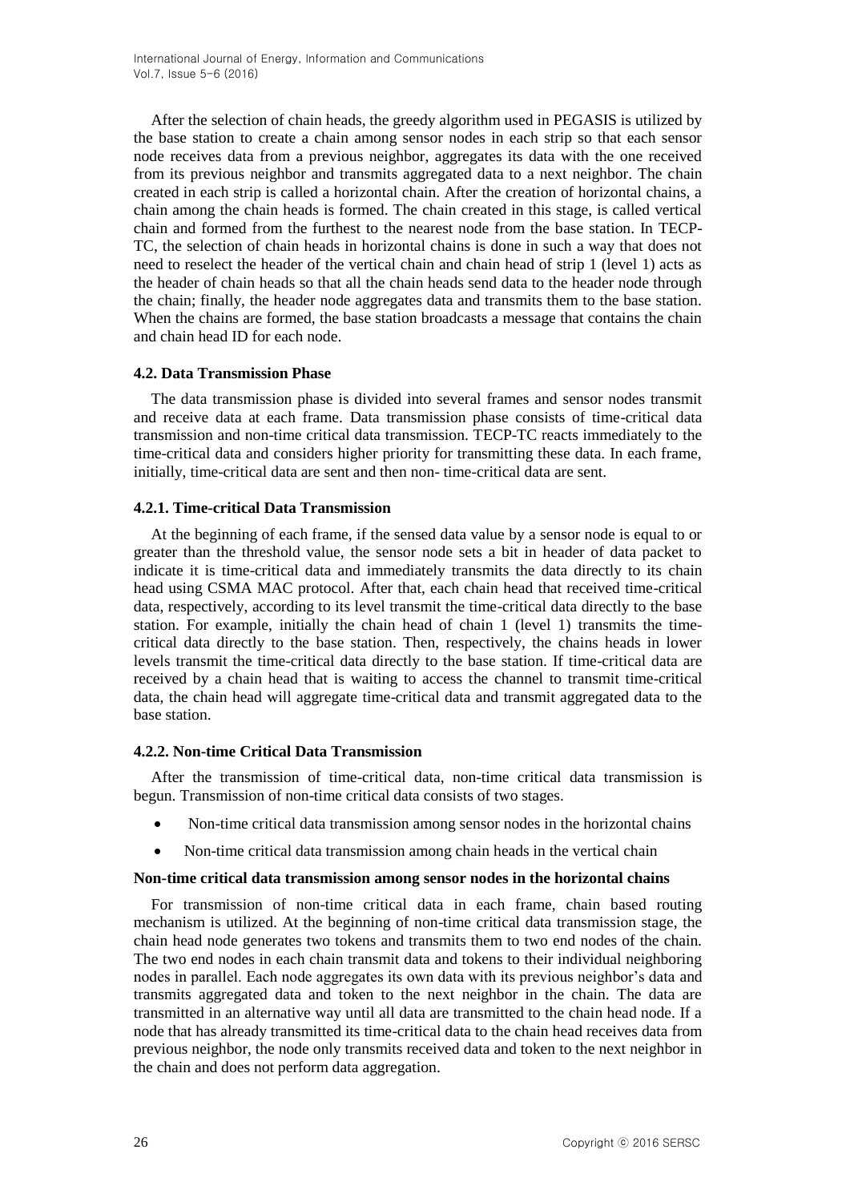After the selection of chain heads, the greedy algorithm used in PEGASIS is utilized by the base station to create a chain among sensor nodes in each strip so that each sensor node receives data from a previous neighbor, aggregates its data with the one received from its previous neighbor and transmits aggregated data to a next neighbor. The chain created in each strip is called a horizontal chain. After the creation of horizontal chains, a chain among the chain heads is formed. The chain created in this stage, is called vertical chain and formed from the furthest to the nearest node from the base station. In TECP-TC, the selection of chain heads in horizontal chains is done in such a way that does not need to reselect the header of the vertical chain and chain head of strip 1 (level 1) acts as the header of chain heads so that all the chain heads send data to the header node through the chain; finally, the header node aggregates data and transmits them to the base station. When the chains are formed, the base station broadcasts a message that contains the chain and chain head ID for each node.

### 4.2. Data Transmission Phase

The data transmission phase is divided into several frames and sensor nodes transmit and receive data at each frame. Data transmission phase consists of time-critical data transmission and non-time critical data transmission. TECP-TC reacts immediately to the time-critical data and considers higher priority for transmitting these data. In each frame, initially, time-critical data are sent and then non- time-critical data are sent.

#### 4.2.1. Time-critical Data Transmission

At the beginning of each frame, if the sensed data value by a sensor node is equal to or greater than the threshold value, the sensor node sets a bit in header of data packet to indicate it is time-critical data and immediately transmits the data directly to its chain head using CSMA MAC protocol. After that, each chain head that received time-critical data, respectively, according to its level transmit the time-critical data directly to the base station. For example, initially the chain head of chain 1 (level 1) transmits the time-critical data directly to the base station. Then, respectively, the chains heads in lower levels transmit the time-critical data directly to the base station. If time-critical data are received by a chain head that is waiting to access the channel to transmit time-critical data, the chain head will aggregate time-critical data and transmit aggregated data to the base station.

#### 4.2.2. Non-time Critical Data Transmission

After the transmission of time-critical data, non-time critical data transmission is begun. Transmission of non-time critical data consists of two stages.

- Non-time critical data transmission among sensor nodes in the horizontal chains
- Non-time critical data transmission among chain heads in the vertical chain

**Non-time critical data transmission among sensor nodes in the horizontal chains**

For transmission of non-time critical data in each frame, chain based routing mechanism is utilized. At the beginning of non-time critical data transmission stage, the chain head node generates two tokens and transmits them to two end nodes of the chain. The two end nodes in each chain transmit data and tokens to their individual neighboring nodes in parallel. Each node aggregates its own data with its previous neighbor's data and transmits aggregated data and token to the next neighbor in the chain. The data are transmitted in an alternative way until all data are transmitted to the chain head node. If a node that has already transmitted its time-critical data to the chain head receives data from previous neighbor, the node only transmits received data and token to the next neighbor in the chain and does not perform data aggregation.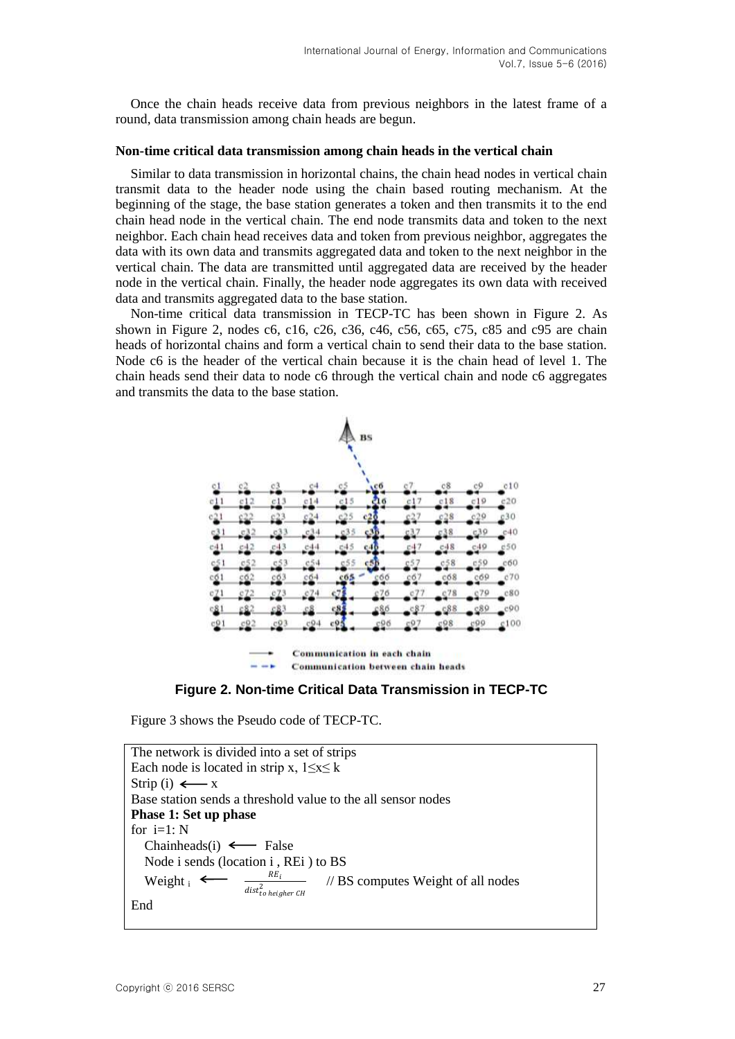Once the chain heads receive data from previous neighbors in the latest frame of a round, data transmission among chain heads are begun.

**Non-time critical data transmission among chain heads in the vertical chain**

Similar to data transmission in horizontal chains, the chain head nodes in vertical chain transmit data to the header node using the chain based routing mechanism. At the beginning of the stage, the base station generates a token and then transmits it to the end chain head node in the vertical chain. The end node transmits data and token to the next neighbor. Each chain head receives data and token from previous neighbor, aggregates the data with its own data and transmits aggregated data and token to the next neighbor in the vertical chain. The data are transmitted until aggregated data are received by the header node in the vertical chain. Finally, the header node aggregates its own data with received data and transmits aggregated data to the base station.

Non-time critical data transmission in TECP-TC has been shown in Figure 2. As shown in Figure 2, nodes c6, c16, c26, c36, c46, c56, c65, c75, c85 and c95 are chain heads of horizontal chains and form a vertical chain to send their data to the base station. Node c6 is the header of the vertical chain because it is the chain head of level 1. The chain heads send their data to node c6 through the vertical chain and node c6 aggregates and transmits the data to the base station.

**Figure 2. Non-time Critical Data Transmission in TECP-TC**

Figure 3 shows the Pseudo code of TECP-TC.

```
The network is divided into a set of strips
Each node is located in strip x, 1≤x≤ k
Strip (i) ⟵ x
Base station sends a threshold value to the all sensor nodes
Phase 1: Set up phase
for i=1: N
   Chainheads(i) ⟵ False
   Node i sends (location i , REi ) to BS
   Weight i ⟵ REi / dist^2_{to heigher CH}     // BS computes Weight of all nodes
End
```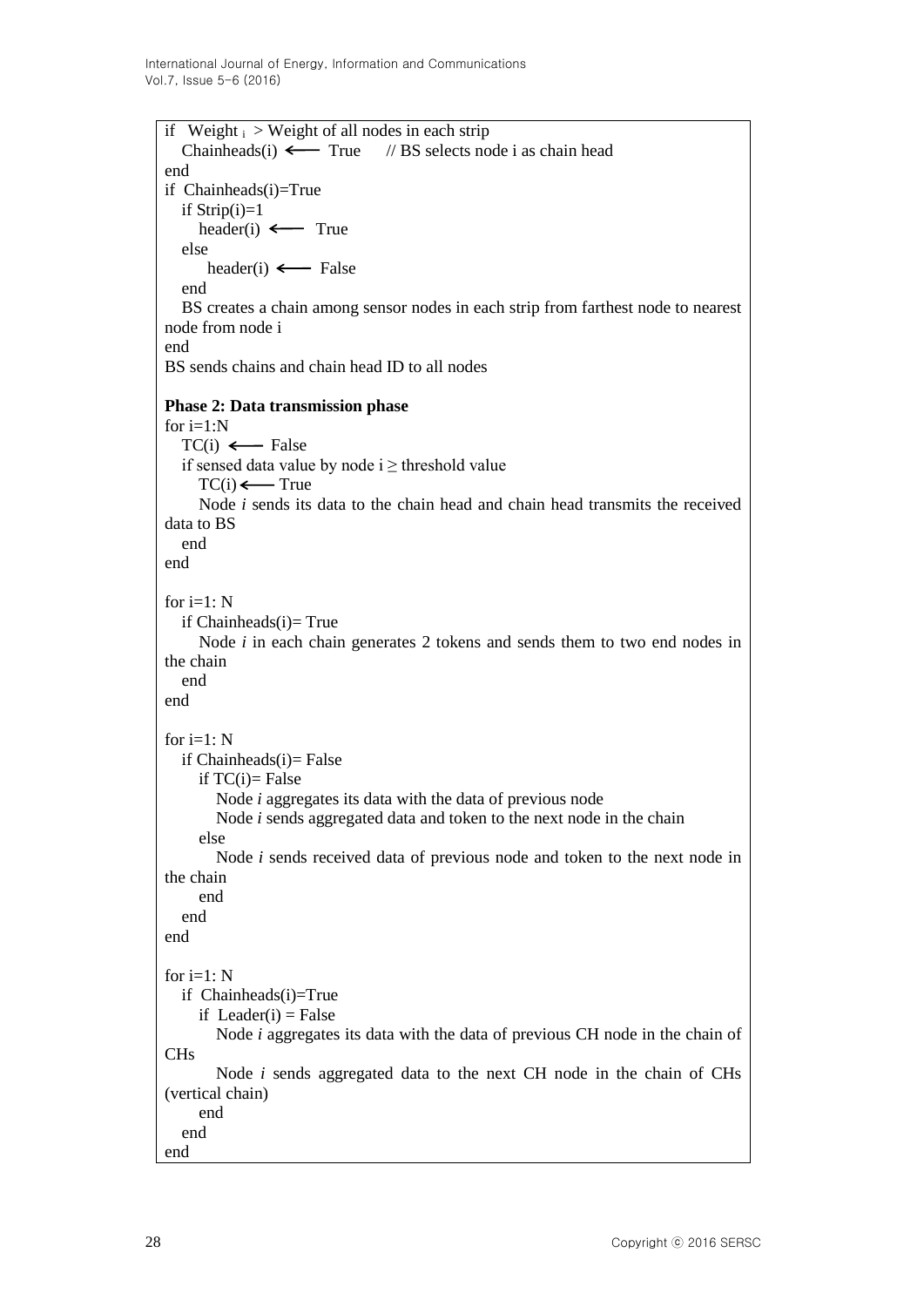```
if   Weight i  > Weight of all nodes in each strip
   Chainheads(i) ⟵ True     // BS selects node i as chain head
end
if  Chainheads(i)=True
   if Strip(i)=1
      header(i) ⟵ True
   else
       header(i) ⟵ False
   end
   BS creates a chain among sensor nodes in each strip from farthest node to nearest node from node i
end
BS sends chains and chain head ID to all nodes
```

**Phase 2: Data transmission phase**

```
for i=1:N
   TC(i) ⟵ False
   if sensed data value by node i ≥ threshold value
      TC(i) ⟵ True
      Node i sends its data to the chain head and chain head transmits the received data to BS
   end
end

for i=1: N
   if Chainheads(i)= True
      Node i in each chain generates 2 tokens and sends them to two end nodes in the chain
   end
end

for i=1: N
   if Chainheads(i)= False
      if TC(i)= False
         Node i aggregates its data with the data of previous node
         Node i sends aggregated data and token to the next node in the chain
      else
         Node i sends received data of previous node and token to the next node in the chain
      end
   end
end

for i=1: N
   if  Chainheads(i)=True
      if  Leader(i) = False
         Node i aggregates its data with the data of previous CH node in the chain of CHs
         Node i sends aggregated data to the next CH node in the chain of CHs (vertical chain)
      end
   end
end
```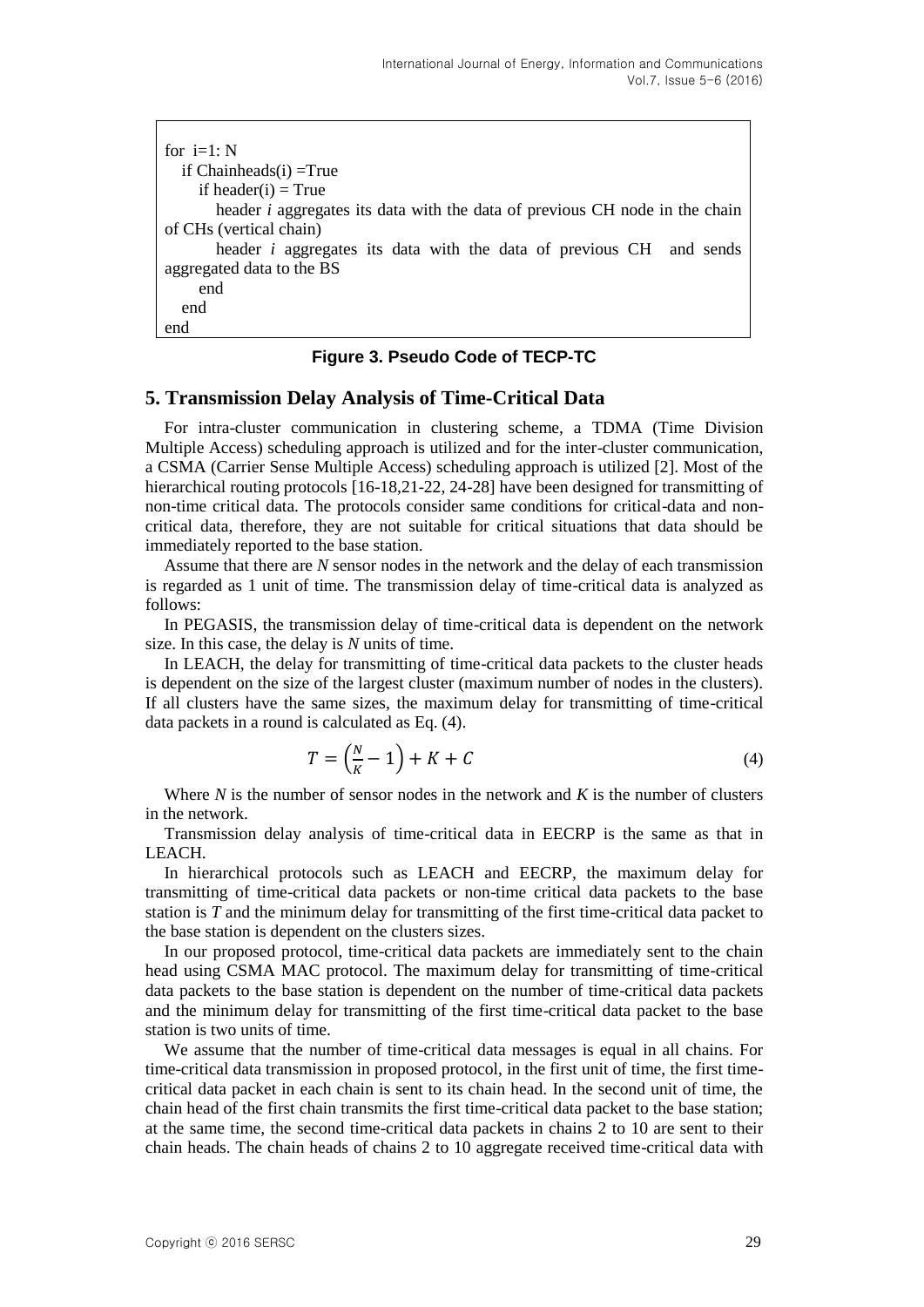```
for  i=1: N
   if Chainheads(i) =True
      if header(i) = True
         header i aggregates its data with the data of previous CH node in the chain
of CHs (vertical chain)
         header i aggregates its data with the data of previous CH   and sends
aggregated data to the BS
      end
   end
end
```

**Figure 3. Pseudo Code of TECP-TC**

## 5. Transmission Delay Analysis of Time-Critical Data

For intra-cluster communication in clustering scheme, a TDMA (Time Division Multiple Access) scheduling approach is utilized and for the inter-cluster communication, a CSMA (Carrier Sense Multiple Access) scheduling approach is utilized [2]. Most of the hierarchical routing protocols [16-18,21-22, 24-28] have been designed for transmitting of non-time critical data. The protocols consider same conditions for critical-data and non-critical data, therefore, they are not suitable for critical situations that data should be immediately reported to the base station.

Assume that there are *N* sensor nodes in the network and the delay of each transmission is regarded as 1 unit of time. The transmission delay of time-critical data is analyzed as follows:

In PEGASIS, the transmission delay of time-critical data is dependent on the network size. In this case, the delay is *N* units of time.

In LEACH, the delay for transmitting of time-critical data packets to the cluster heads is dependent on the size of the largest cluster (maximum number of nodes in the clusters). If all clusters have the same sizes, the maximum delay for transmitting of time-critical data packets in a round is calculated as Eq. (4).

$$T = \left(\frac{N}{K} - 1\right) + K + C \tag{4}$$

Where *N* is the number of sensor nodes in the network and *K* is the number of clusters in the network.

Transmission delay analysis of time-critical data in EECRP is the same as that in LEACH.

In hierarchical protocols such as LEACH and EECRP, the maximum delay for transmitting of time-critical data packets or non-time critical data packets to the base station is *T* and the minimum delay for transmitting of the first time-critical data packet to the base station is dependent on the clusters sizes.

In our proposed protocol, time-critical data packets are immediately sent to the chain head using CSMA MAC protocol. The maximum delay for transmitting of time-critical data packets to the base station is dependent on the number of time-critical data packets and the minimum delay for transmitting of the first time-critical data packet to the base station is two units of time.

We assume that the number of time-critical data messages is equal in all chains. For time-critical data transmission in proposed protocol, in the first unit of time, the first time-critical data packet in each chain is sent to its chain head. In the second unit of time, the chain head of the first chain transmits the first time-critical data packet to the base station; at the same time, the second time-critical data packets in chains 2 to 10 are sent to their chain heads. The chain heads of chains 2 to 10 aggregate received time-critical data with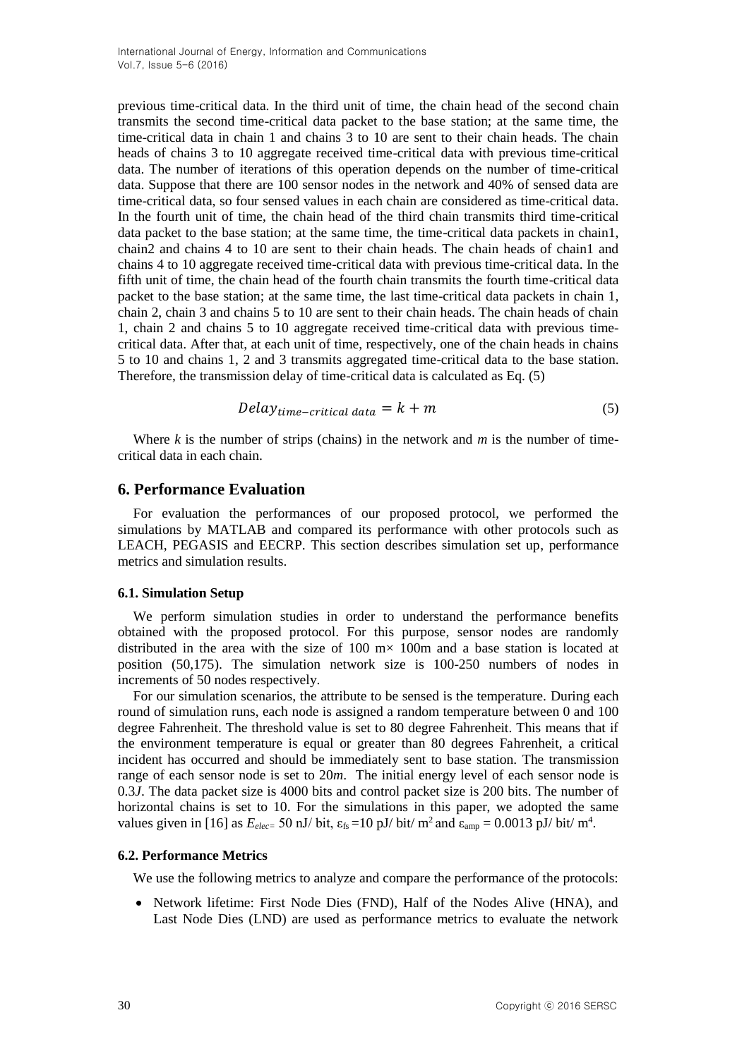previous time-critical data. In the third unit of time, the chain head of the second chain transmits the second time-critical data packet to the base station; at the same time, the time-critical data in chain 1 and chains 3 to 10 are sent to their chain heads. The chain heads of chains 3 to 10 aggregate received time-critical data with previous time-critical data. The number of iterations of this operation depends on the number of time-critical data. Suppose that there are 100 sensor nodes in the network and 40% of sensed data are time-critical data, so four sensed values in each chain are considered as time-critical data. In the fourth unit of time, the chain head of the third chain transmits third time-critical data packet to the base station; at the same time, the time-critical data packets in chain1, chain2 and chains 4 to 10 are sent to their chain heads. The chain heads of chain1 and chains 4 to 10 aggregate received time-critical data with previous time-critical data. In the fifth unit of time, the chain head of the fourth chain transmits the fourth time-critical data packet to the base station; at the same time, the last time-critical data packets in chain 1, chain 2, chain 3 and chains 5 to 10 are sent to their chain heads. The chain heads of chain 1, chain 2 and chains 5 to 10 aggregate received time-critical data with previous time-critical data. After that, at each unit of time, respectively, one of the chain heads in chains 5 to 10 and chains 1, 2 and 3 transmits aggregated time-critical data to the base station. Therefore, the transmission delay of time-critical data is calculated as Eq. (5)

$$Delay_{time-critical\ data} = k + m \tag{5}$$

Where $k$ is the number of strips (chains) in the network and $m$ is the number of time-critical data in each chain.

## 6. Performance Evaluation

For evaluation the performances of our proposed protocol, we performed the simulations by MATLAB and compared its performance with other protocols such as LEACH, PEGASIS and EECRP. This section describes simulation set up, performance metrics and simulation results.

### 6.1. Simulation Setup

We perform simulation studies in order to understand the performance benefits obtained with the proposed protocol. For this purpose, sensor nodes are randomly distributed in the area with the size of 100 m× 100m and a base station is located at position (50,175). The simulation network size is 100-250 numbers of nodes in increments of 50 nodes respectively.

For our simulation scenarios, the attribute to be sensed is the temperature. During each round of simulation runs, each node is assigned a random temperature between 0 and 100 degree Fahrenheit. The threshold value is set to 80 degree Fahrenheit. This means that if the environment temperature is equal or greater than 80 degrees Fahrenheit, a critical incident has occurred and should be immediately sent to base station. The transmission range of each sensor node is set to 20*m*. The initial energy level of each sensor node is 0.3*J*. The data packet size is 4000 bits and control packet size is 200 bits. The number of horizontal chains is set to 10. For the simulations in this paper, we adopted the same values given in [16] as $E_{elec}$= 50 nJ/ bit, $\varepsilon_{fs}$ =10 pJ/ bit/ $m^2$ and $\varepsilon_{amp}$ = 0.0013 pJ/ bit/ $m^4$.

### 6.2. Performance Metrics

We use the following metrics to analyze and compare the performance of the protocols:

- Network lifetime: First Node Dies (FND), Half of the Nodes Alive (HNA), and Last Node Dies (LND) are used as performance metrics to evaluate the network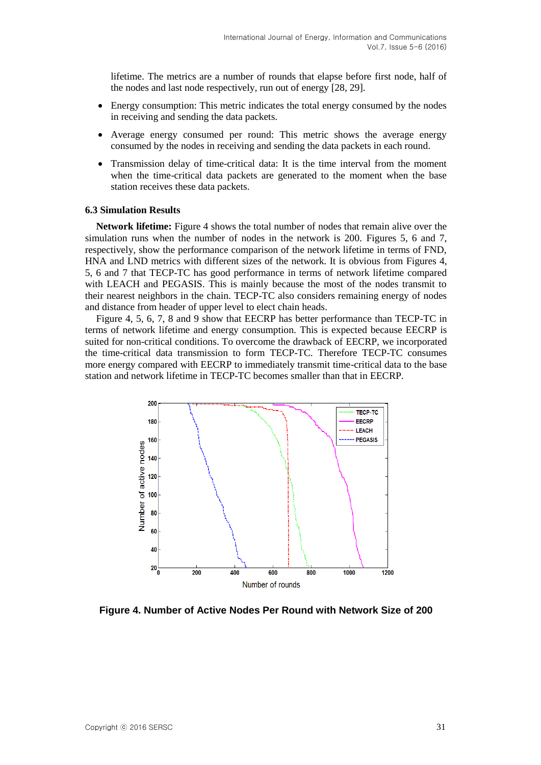lifetime. The metrics are a number of rounds that elapse before first node, half of the nodes and last node respectively, run out of energy [28, 29].

- Energy consumption: This metric indicates the total energy consumed by the nodes in receiving and sending the data packets.
- Average energy consumed per round: This metric shows the average energy consumed by the nodes in receiving and sending the data packets in each round.
- Transmission delay of time-critical data: It is the time interval from the moment when the time-critical data packets are generated to the moment when the base station receives these data packets.

### 6.3 Simulation Results

**Network lifetime:** Figure 4 shows the total number of nodes that remain alive over the simulation runs when the number of nodes in the network is 200. Figures 5, 6 and 7, respectively, show the performance comparison of the network lifetime in terms of FND, HNA and LND metrics with different sizes of the network. It is obvious from Figures 4, 5, 6 and 7 that TECP-TC has good performance in terms of network lifetime compared with LEACH and PEGASIS. This is mainly because the most of the nodes transmit to their nearest neighbors in the chain. TECP-TC also considers remaining energy of nodes and distance from header of upper level to elect chain heads.

Figure 4, 5, 6, 7, 8 and 9 show that EECRP has better performance than TECP-TC in terms of network lifetime and energy consumption. This is expected because EECRP is suited for non-critical conditions. To overcome the drawback of EECRP, we incorporated the time-critical data transmission to form TECP-TC. Therefore TECP-TC consumes more energy compared with EECRP to immediately transmit time-critical data to the base station and network lifetime in TECP-TC becomes smaller than that in EECRP.

**Figure 4. Number of Active Nodes Per Round with Network Size of 200**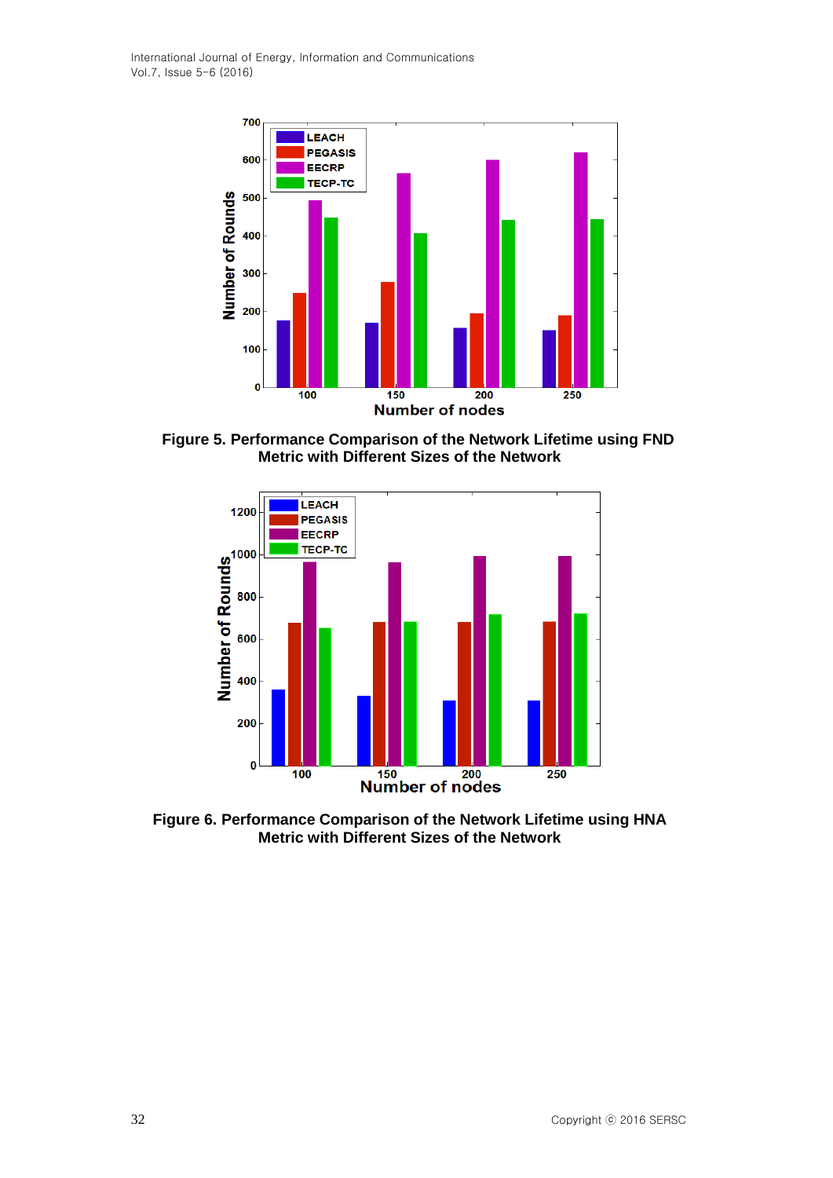**Figure 5. Performance Comparison of the Network Lifetime using FND Metric with Different Sizes of the Network**

**Figure 6. Performance Comparison of the Network Lifetime using HNA Metric with Different Sizes of the Network**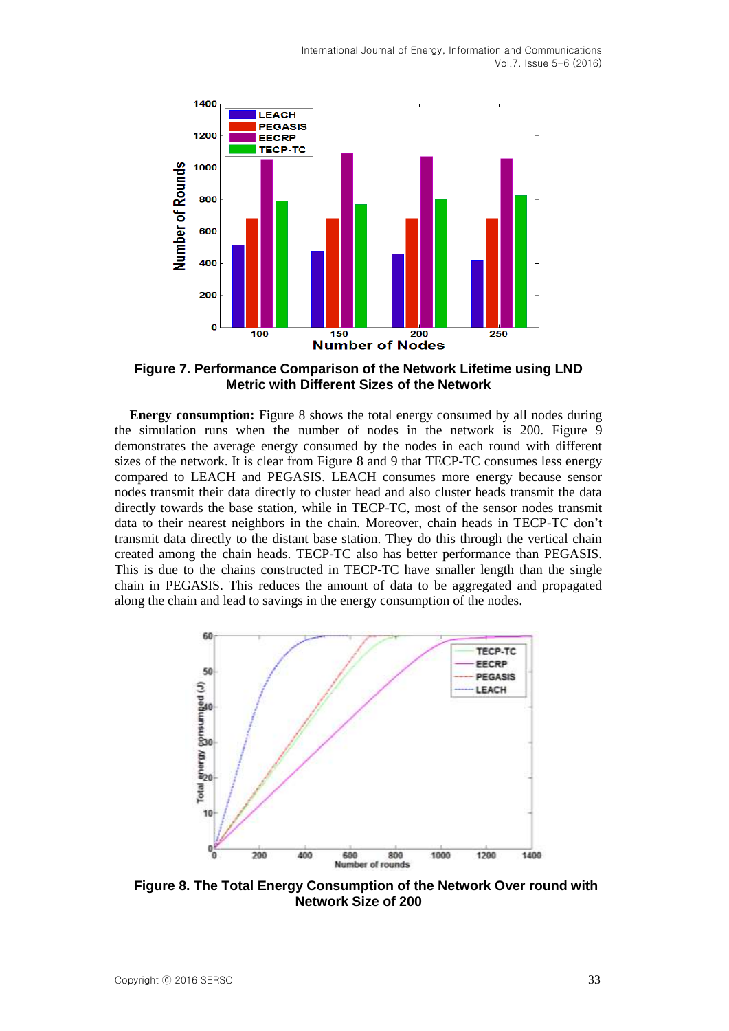**Figure 7. Performance Comparison of the Network Lifetime using LND Metric with Different Sizes of the Network**

**Energy consumption:** Figure 8 shows the total energy consumed by all nodes during the simulation runs when the number of nodes in the network is 200. Figure 9 demonstrates the average energy consumed by the nodes in each round with different sizes of the network. It is clear from Figure 8 and 9 that TECP-TC consumes less energy compared to LEACH and PEGASIS. LEACH consumes more energy because sensor nodes transmit their data directly to cluster head and also cluster heads transmit the data directly towards the base station, while in TECP-TC, most of the sensor nodes transmit data to their nearest neighbors in the chain. Moreover, chain heads in TECP-TC don't transmit data directly to the distant base station. They do this through the vertical chain created among the chain heads. TECP-TC also has better performance than PEGASIS. This is due to the chains constructed in TECP-TC have smaller length than the single chain in PEGASIS. This reduces the amount of data to be aggregated and propagated along the chain and lead to savings in the energy consumption of the nodes.

**Figure 8. The Total Energy Consumption of the Network Over round with Network Size of 200**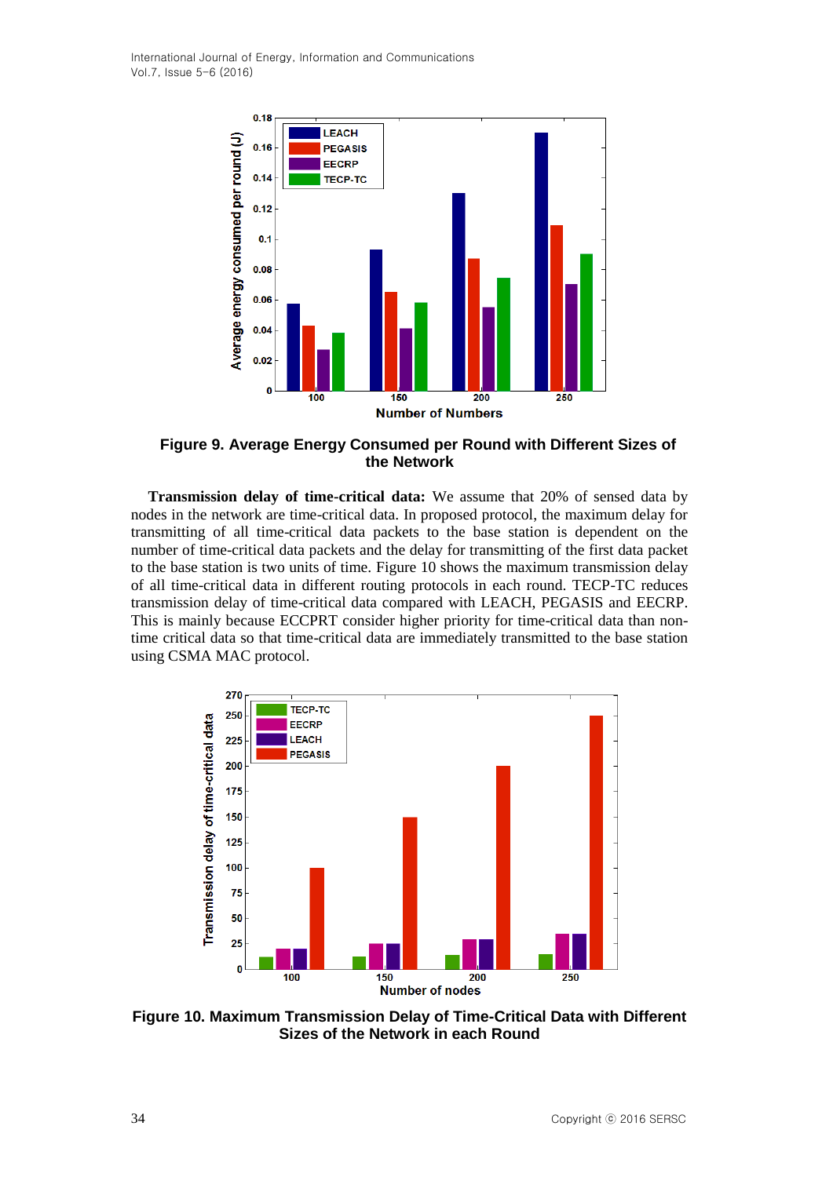**Figure 9. Average Energy Consumed per Round with Different Sizes of the Network**

**Transmission delay of time-critical data:** We assume that 20% of sensed data by nodes in the network are time-critical data. In proposed protocol, the maximum delay for transmitting of all time-critical data packets to the base station is dependent on the number of time-critical data packets and the delay for transmitting of the first data packet to the base station is two units of time. Figure 10 shows the maximum transmission delay of all time-critical data in different routing protocols in each round. TECP-TC reduces transmission delay of time-critical data compared with LEACH, PEGASIS and EECRP. This is mainly because ECCPRT consider higher priority for time-critical data than non-time critical data so that time-critical data are immediately transmitted to the base station using CSMA MAC protocol.

**Figure 10. Maximum Transmission Delay of Time-Critical Data with Different Sizes of the Network in each Round**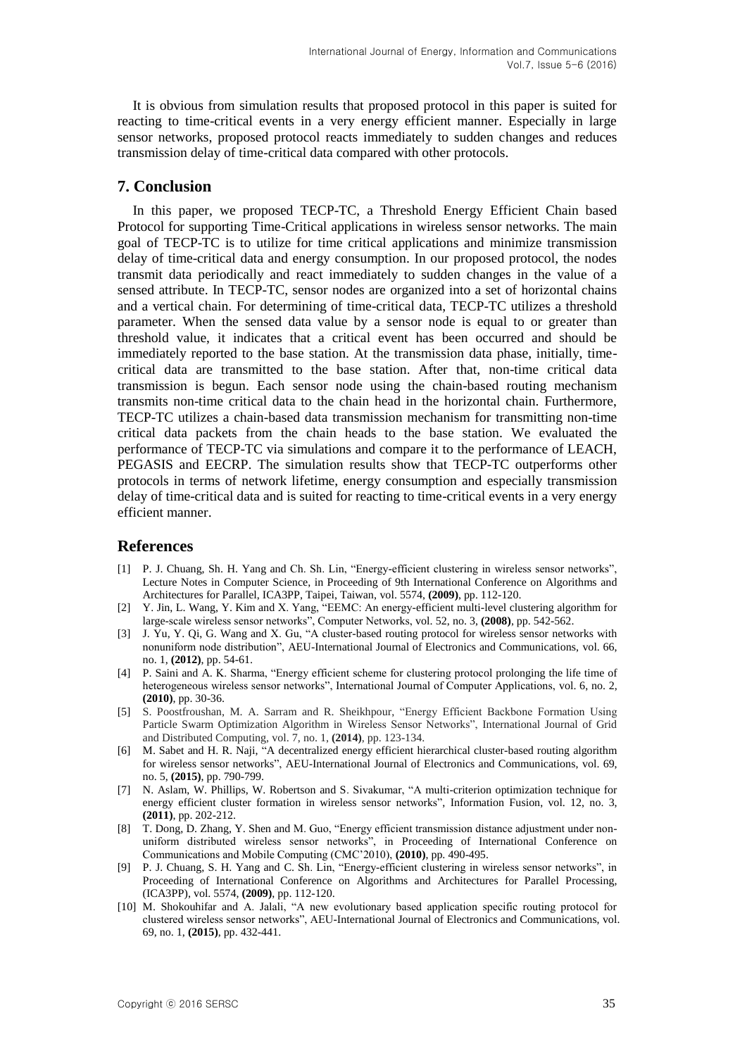It is obvious from simulation results that proposed protocol in this paper is suited for reacting to time-critical events in a very energy efficient manner. Especially in large sensor networks, proposed protocol reacts immediately to sudden changes and reduces transmission delay of time-critical data compared with other protocols.

## 7. Conclusion

In this paper, we proposed TECP-TC, a Threshold Energy Efficient Chain based Protocol for supporting Time-Critical applications in wireless sensor networks. The main goal of TECP-TC is to utilize for time critical applications and minimize transmission delay of time-critical data and energy consumption. In our proposed protocol, the nodes transmit data periodically and react immediately to sudden changes in the value of a sensed attribute. In TECP-TC, sensor nodes are organized into a set of horizontal chains and a vertical chain. For determining of time-critical data, TECP-TC utilizes a threshold parameter. When the sensed data value by a sensor node is equal to or greater than threshold value, it indicates that a critical event has been occurred and should be immediately reported to the base station. At the transmission data phase, initially, time-critical data are transmitted to the base station. After that, non-time critical data transmission is begun. Each sensor node using the chain-based routing mechanism transmits non-time critical data to the chain head in the horizontal chain. Furthermore, TECP-TC utilizes a chain-based data transmission mechanism for transmitting non-time critical data packets from the chain heads to the base station. We evaluated the performance of TECP-TC via simulations and compare it to the performance of LEACH, PEGASIS and EECRP. The simulation results show that TECP-TC outperforms other protocols in terms of network lifetime, energy consumption and especially transmission delay of time-critical data and is suited for reacting to time-critical events in a very energy efficient manner.

## References

[1] P. J. Chuang, Sh. H. Yang and Ch. Sh. Lin, "Energy-efficient clustering in wireless sensor networks", Lecture Notes in Computer Science, in Proceeding of 9th International Conference on Algorithms and Architectures for Parallel, ICA3PP, Taipei, Taiwan, vol. 5574, **(2009)**, pp. 112-120.

[2] Y. Jin, L. Wang, Y. Kim and X. Yang, "EEMC: An energy-efficient multi-level clustering algorithm for large-scale wireless sensor networks", Computer Networks, vol. 52, no. 3, **(2008)**, pp. 542-562.

[3] J. Yu, Y. Qi, G. Wang and X. Gu, "A cluster-based routing protocol for wireless sensor networks with nonuniform node distribution", AEU-International Journal of Electronics and Communications, vol. 66, no. 1, **(2012)**, pp. 54-61.

[4] P. Saini and A. K. Sharma, "Energy efficient scheme for clustering protocol prolonging the life time of heterogeneous wireless sensor networks", International Journal of Computer Applications, vol. 6, no. 2, **(2010)**, pp. 30-36.

[5] S. Poostfroushan, M. A. Sarram and R. Sheikhpour, "Energy Efficient Backbone Formation Using Particle Swarm Optimization Algorithm in Wireless Sensor Networks", International Journal of Grid and Distributed Computing, vol. 7, no. 1, **(2014)**, pp. 123-134.

[6] M. Sabet and H. R. Naji, "A decentralized energy efficient hierarchical cluster-based routing algorithm for wireless sensor networks", AEU-International Journal of Electronics and Communications, vol. 69, no. 5, **(2015)**, pp. 790-799.

[7] N. Aslam, W. Phillips, W. Robertson and S. Sivakumar, "A multi-criterion optimization technique for energy efficient cluster formation in wireless sensor networks", Information Fusion, vol. 12, no. 3, **(2011)**, pp. 202-212.

[8] T. Dong, D. Zhang, Y. Shen and M. Guo, "Energy efficient transmission distance adjustment under non-uniform distributed wireless sensor networks", in Proceeding of International Conference on Communications and Mobile Computing (CMC'2010), **(2010)**, pp. 490-495.

[9] P. J. Chuang, S. H. Yang and C. Sh. Lin, "Energy-efficient clustering in wireless sensor networks", in Proceeding of International Conference on Algorithms and Architectures for Parallel Processing, (ICA3PP), vol. 5574, **(2009)**, pp. 112-120.

[10] M. Shokouhifar and A. Jalali, "A new evolutionary based application specific routing protocol for clustered wireless sensor networks", AEU-International Journal of Electronics and Communications, vol. 69, no. 1, **(2015)**, pp. 432-441.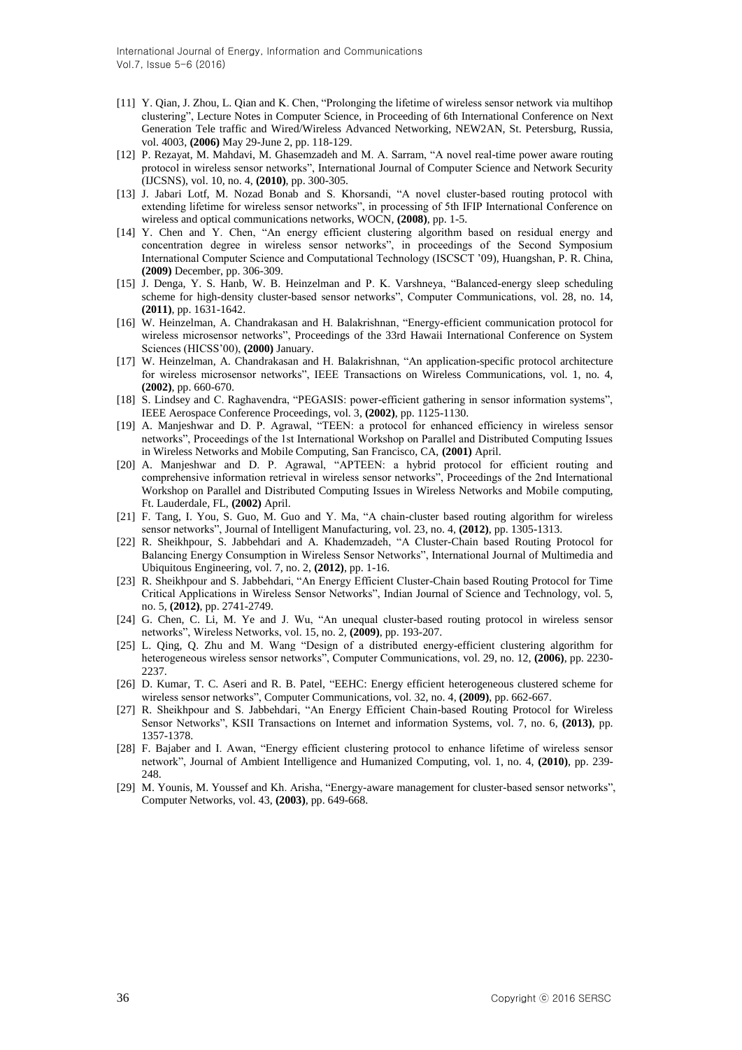[11] Y. Qian, J. Zhou, L. Qian and K. Chen, "Prolonging the lifetime of wireless sensor network via multihop clustering", Lecture Notes in Computer Science, in Proceeding of 6th International Conference on Next Generation Tele traffic and Wired/Wireless Advanced Networking, NEW2AN, St. Petersburg, Russia, vol. 4003, **(2006)** May 29-June 2, pp. 118-129.

[12] P. Rezayat, M. Mahdavi, M. Ghasemzadeh and M. A. Sarram, "A novel real-time power aware routing protocol in wireless sensor networks", International Journal of Computer Science and Network Security (IJCSNS), vol. 10, no. 4, **(2010)**, pp. 300-305.

[13] J. Jabari Lotf, M. Nozad Bonab and S. Khorsandi, "A novel cluster-based routing protocol with extending lifetime for wireless sensor networks", in processing of 5th IFIP International Conference on wireless and optical communications networks, WOCN, **(2008)**, pp. 1-5.

[14] Y. Chen and Y. Chen, "An energy efficient clustering algorithm based on residual energy and concentration degree in wireless sensor networks", in proceedings of the Second Symposium International Computer Science and Computational Technology (ISCSCT '09), Huangshan, P. R. China, **(2009)** December, pp. 306-309.

[15] J. Denga, Y. S. Hanb, W. B. Heinzelman and P. K. Varshneya, "Balanced-energy sleep scheduling scheme for high-density cluster-based sensor networks", Computer Communications, vol. 28, no. 14, **(2011)**, pp. 1631-1642.

[16] W. Heinzelman, A. Chandrakasan and H. Balakrishnan, "Energy-efficient communication protocol for wireless microsensor networks", Proceedings of the 33rd Hawaii International Conference on System Sciences (HICSS'00), **(2000)** January.

[17] W. Heinzelman, A. Chandrakasan and H. Balakrishnan, "An application-specific protocol architecture for wireless microsensor networks", IEEE Transactions on Wireless Communications, vol. 1, no. 4, **(2002)**, pp. 660-670.

[18] S. Lindsey and C. Raghavendra, "PEGASIS: power-efficient gathering in sensor information systems", IEEE Aerospace Conference Proceedings, vol. 3, **(2002)**, pp. 1125-1130.

[19] A. Manjeshwar and D. P. Agrawal, "TEEN: a protocol for enhanced efficiency in wireless sensor networks", Proceedings of the 1st International Workshop on Parallel and Distributed Computing Issues in Wireless Networks and Mobile Computing, San Francisco, CA, **(2001)** April.

[20] A. Manjeshwar and D. P. Agrawal, "APTEEN: a hybrid protocol for efficient routing and comprehensive information retrieval in wireless sensor networks", Proceedings of the 2nd International Workshop on Parallel and Distributed Computing Issues in Wireless Networks and Mobile computing, Ft. Lauderdale, FL, **(2002)** April.

[21] F. Tang, I. You, S. Guo, M. Guo and Y. Ma, "A chain-cluster based routing algorithm for wireless sensor networks", Journal of Intelligent Manufacturing, vol. 23, no. 4, **(2012)**, pp. 1305-1313.

[22] R. Sheikhpour, S. Jabbehdari and A. Khademzadeh, "A Cluster-Chain based Routing Protocol for Balancing Energy Consumption in Wireless Sensor Networks", International Journal of Multimedia and Ubiquitous Engineering, vol. 7, no. 2, **(2012)**, pp. 1-16.

[23] R. Sheikhpour and S. Jabbehdari, "An Energy Efficient Cluster-Chain based Routing Protocol for Time Critical Applications in Wireless Sensor Networks", Indian Journal of Science and Technology, vol. 5, no. 5, **(2012)**, pp. 2741-2749.

[24] G. Chen, C. Li, M. Ye and J. Wu, "An unequal cluster-based routing protocol in wireless sensor networks", Wireless Networks, vol. 15, no. 2, **(2009)**, pp. 193-207.

[25] L. Qing, Q. Zhu and M. Wang "Design of a distributed energy-efficient clustering algorithm for heterogeneous wireless sensor networks", Computer Communications, vol. 29, no. 12, **(2006)**, pp. 2230-2237.

[26] D. Kumar, T. C. Aseri and R. B. Patel, "EEHC: Energy efficient heterogeneous clustered scheme for wireless sensor networks", Computer Communications, vol. 32, no. 4, **(2009)**, pp. 662-667.

[27] R. Sheikhpour and S. Jabbehdari, "An Energy Efficient Chain-based Routing Protocol for Wireless Sensor Networks", KSII Transactions on Internet and information Systems, vol. 7, no. 6, **(2013)**, pp. 1357-1378.

[28] F. Bajaber and I. Awan, "Energy efficient clustering protocol to enhance lifetime of wireless sensor network", Journal of Ambient Intelligence and Humanized Computing, vol. 1, no. 4, **(2010)**, pp. 239-248.

[29] M. Younis, M. Youssef and Kh. Arisha, "Energy-aware management for cluster-based sensor networks", Computer Networks, vol. 43, **(2003)**, pp. 649-668.